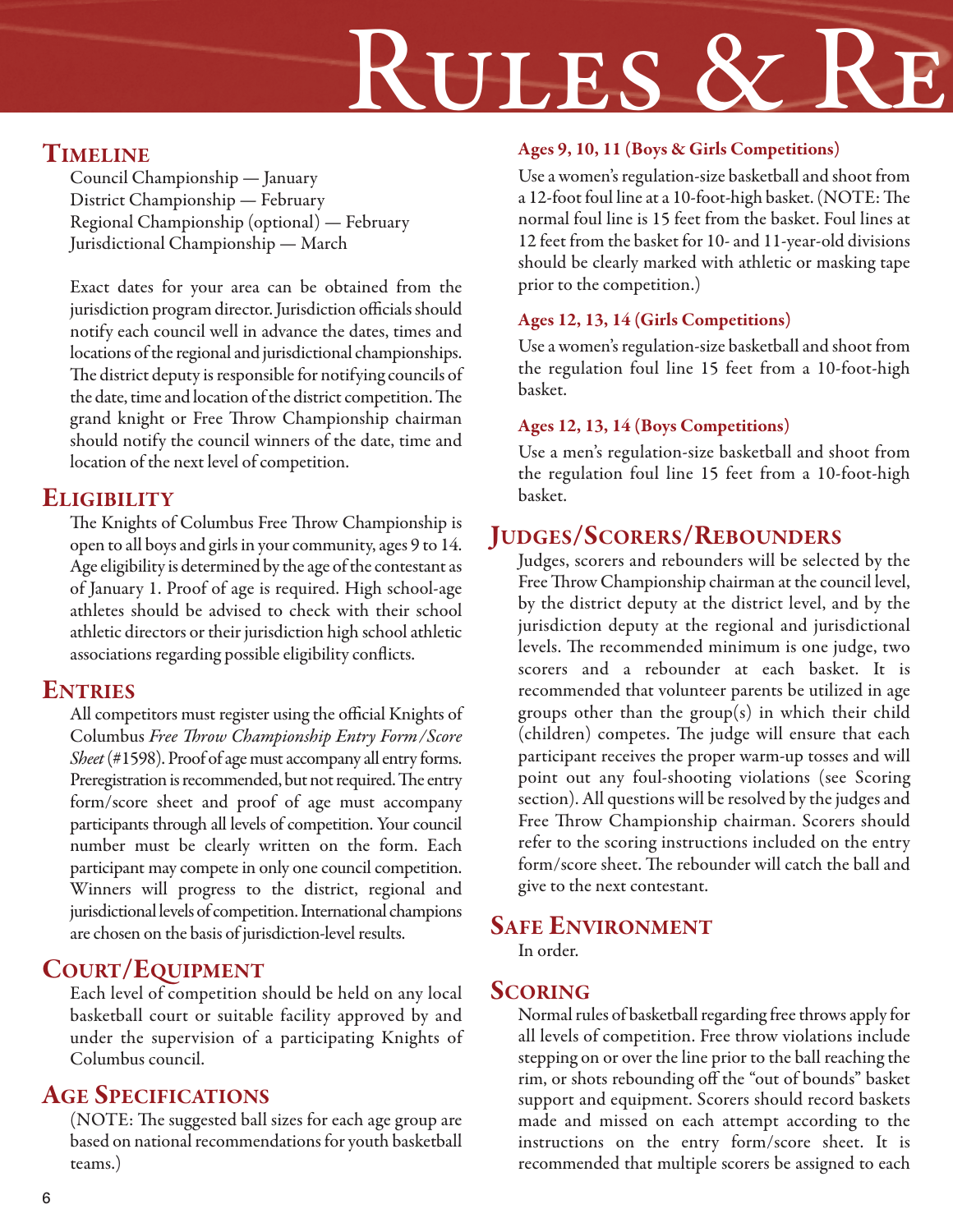# Rules & Re

## Timeline

Council Championship — January
District Championship — February
Regional Championship (optional) — February
Jurisdictional Championship — March

Exact dates for your area can be obtained from the jurisdiction program director. Jurisdiction officials should notify each council well in advance the dates, times and locations of the regional and jurisdictional championships. The district deputy is responsible for notifying councils of the date, time and location of the district competition. The grand knight or Free Throw Championship chairman should notify the council winners of the date, time and location of the next level of competition.

## Eligibility

The Knights of Columbus Free Throw Championship is open to all boys and girls in your community, ages 9 to 14. Age eligibility is determined by the age of the contestant as of January 1. Proof of age is required. High school-age athletes should be advised to check with their school athletic directors or their jurisdiction high school athletic associations regarding possible eligibility conflicts.

## Entries

All competitors must register using the official Knights of Columbus *Free Throw Championship Entry Form/Score Sheet* (#1598). Proof of age must accompany all entry forms. Preregistration is recommended, but not required. The entry form/score sheet and proof of age must accompany participants through all levels of competition. Your council number must be clearly written on the form. Each participant may compete in only one council competition. Winners will progress to the district, regional and jurisdictional levels of competition. International champions are chosen on the basis of jurisdiction-level results.

## Court/Equipment

Each level of competition should be held on any local basketball court or suitable facility approved by and under the supervision of a participating Knights of Columbus council.

## Age Specifications

(NOTE: The suggested ball sizes for each age group are based on national recommendations for youth basketball teams.)

### Ages 9, 10, 11 (Boys & Girls Competitions)

Use a women's regulation-size basketball and shoot from a 12-foot foul line at a 10-foot-high basket. (NOTE: The normal foul line is 15 feet from the basket. Foul lines at 12 feet from the basket for 10- and 11-year-old divisions should be clearly marked with athletic or masking tape prior to the competition.)

### Ages 12, 13, 14 (Girls Competitions)

Use a women's regulation-size basketball and shoot from the regulation foul line 15 feet from a 10-foot-high basket.

### Ages 12, 13, 14 (Boys Competitions)

Use a men's regulation-size basketball and shoot from the regulation foul line 15 feet from a 10-foot-high basket.

## Judges/Scorers/Rebounders

Judges, scorers and rebounders will be selected by the Free Throw Championship chairman at the council level, by the district deputy at the district level, and by the jurisdiction deputy at the regional and jurisdictional levels. The recommended minimum is one judge, two scorers and a rebounder at each basket. It is recommended that volunteer parents be utilized in age groups other than the group(s) in which their child (children) competes. The judge will ensure that each participant receives the proper warm-up tosses and will point out any foul-shooting violations (see Scoring section). All questions will be resolved by the judges and Free Throw Championship chairman. Scorers should refer to the scoring instructions included on the entry form/score sheet. The rebounder will catch the ball and give to the next contestant.

## Safe Environment

In order.

## Scoring

Normal rules of basketball regarding free throws apply for all levels of competition. Free throw violations include stepping on or over the line prior to the ball reaching the rim, or shots rebounding off the "out of bounds" basket support and equipment. Scorers should record baskets made and missed on each attempt according to the instructions on the entry form/score sheet. It is recommended that multiple scorers be assigned to each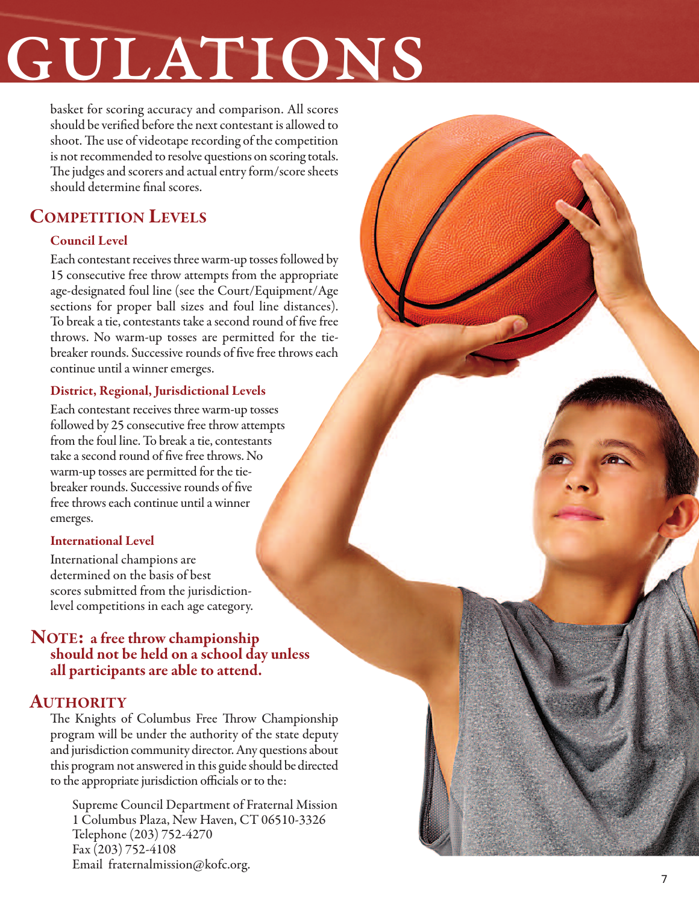# GULATIONS

basket for scoring accuracy and comparison. All scores should be verified before the next contestant is allowed to shoot. The use of videotape recording of the competition is not recommended to resolve questions on scoring totals. The judges and scorers and actual entry form/score sheets should determine final scores.

## Competition Levels

### Council Level

Each contestant receives three warm-up tosses followed by 15 consecutive free throw attempts from the appropriate age-designated foul line (see the Court/Equipment/Age sections for proper ball sizes and foul line distances). To break a tie, contestants take a second round of five free throws. No warm-up tosses are permitted for the tie-breaker rounds. Successive rounds of five free throws each continue until a winner emerges.

### District, Regional, Jurisdictional Levels

Each contestant receives three warm-up tosses followed by 25 consecutive free throw attempts from the foul line. To break a tie, contestants take a second round of five free throws. No warm-up tosses are permitted for the tie-breaker rounds. Successive rounds of five free throws each continue until a winner emerges.

### International Level

International champions are determined on the basis of best scores submitted from the jurisdiction-level competitions in each age category.

## Note: a free throw championship should not be held on a school day unless all participants are able to attend.

## Authority

The Knights of Columbus Free Throw Championship program will be under the authority of the state deputy and jurisdiction community director. Any questions about this program not answered in this guide should be directed to the appropriate jurisdiction officials or to the:

Supreme Council Department of Fraternal Mission
1 Columbus Plaza, New Haven, CT 06510-3326
Telephone (203) 752-4270
Fax (203) 752-4108
Email fraternalmission@kofc.org.